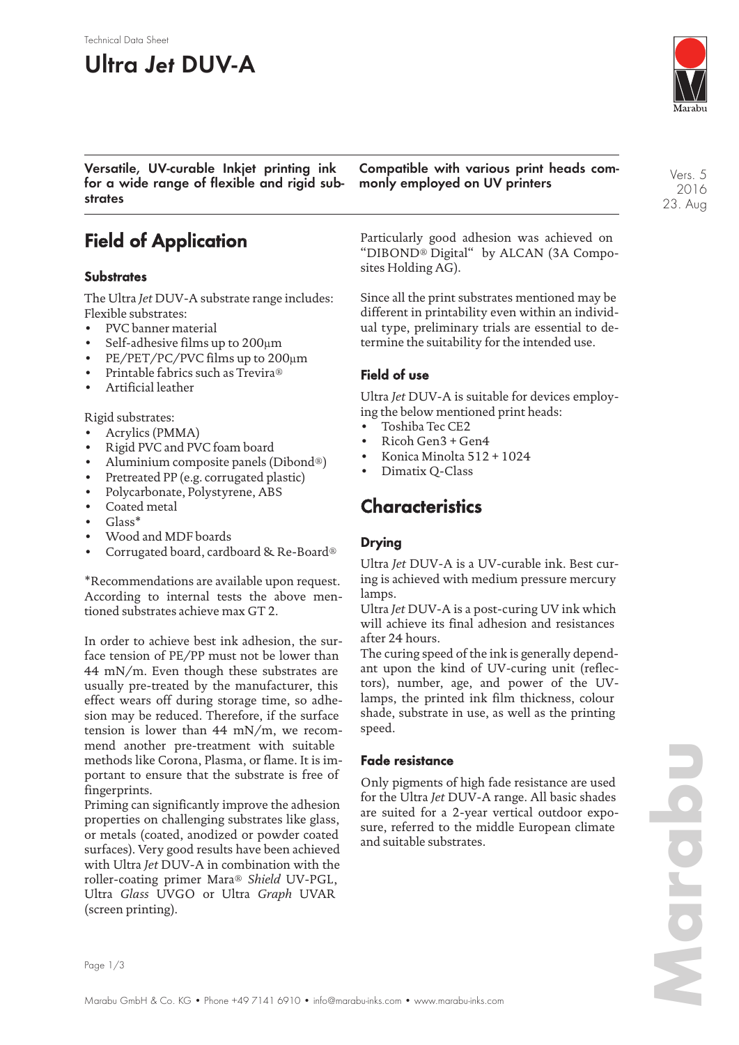Technical Data Sheet

# Ultra *Jet* DUV-A

Vers. 5
2016
23. Aug

**Versatile, UV-curable Inkjet printing ink for a wide range of flexible and rigid substrates**

**Compatible with various print heads commonly employed on UV printers**

## Field of Application

### Substrates

The Ultra *Jet* DUV-A substrate range includes:
Flexible substrates:

- PVC banner material
- Self-adhesive films up to 200µm
- PE/PET/PC/PVC films up to 200µm
- Printable fabrics such as Trevira®
- Artificial leather

Rigid substrates:

- Acrylics (PMMA)
- Rigid PVC and PVC foam board
- Aluminium composite panels (Dibond®)
- Pretreated PP (e.g. corrugated plastic)
- Polycarbonate, Polystyrene, ABS
- Coated metal
- Glass*
- Wood and MDF boards
- Corrugated board, cardboard & Re-Board®

*Recommendations are available upon request. According to internal tests the above mentioned substrates achieve max GT 2.

In order to achieve best ink adhesion, the surface tension of PE/PP must not be lower than 44 mN/m. Even though these substrates are usually pre-treated by the manufacturer, this effect wears off during storage time, so adhesion may be reduced. Therefore, if the surface tension is lower than 44 mN/m, we recommend another pre-treatment with suitable methods like Corona, Plasma, or flame. It is important to ensure that the substrate is free of fingerprints.
Priming can significantly improve the adhesion properties on challenging substrates like glass, or metals (coated, anodized or powder coated surfaces). Very good results have been achieved with Ultra *Jet* DUV-A in combination with the roller-coating primer Mara® *Shield* UV-PGL, Ultra *Glass* UVGO or Ultra *Graph* UVAR (screen printing).

Particularly good adhesion was achieved on "DIBOND® Digital" by ALCAN (3A Composites Holding AG).

Since all the print substrates mentioned may be different in printability even within an individual type, preliminary trials are essential to determine the suitability for the intended use.

### Field of use

Ultra *Jet* DUV-A is suitable for devices employing the below mentioned print heads:

- Toshiba Tec CE2
- Ricoh Gen3 + Gen4
- Konica Minolta 512 + 1024
- Dimatix Q-Class

## Characteristics

### Drying

Ultra *Jet* DUV-A is a UV-curable ink. Best curing is achieved with medium pressure mercury lamps.
Ultra *Jet* DUV-A is a post-curing UV ink which will achieve its final adhesion and resistances after 24 hours.
The curing speed of the ink is generally dependant upon the kind of UV-curing unit (reflectors), number, age, and power of the UV-lamps, the printed ink film thickness, colour shade, substrate in use, as well as the printing speed.

### Fade resistance

Only pigments of high fade resistance are used for the Ultra *Jet* DUV-A range. All basic shades are suited for a 2-year vertical outdoor exposure, referred to the middle European climate and suitable substrates.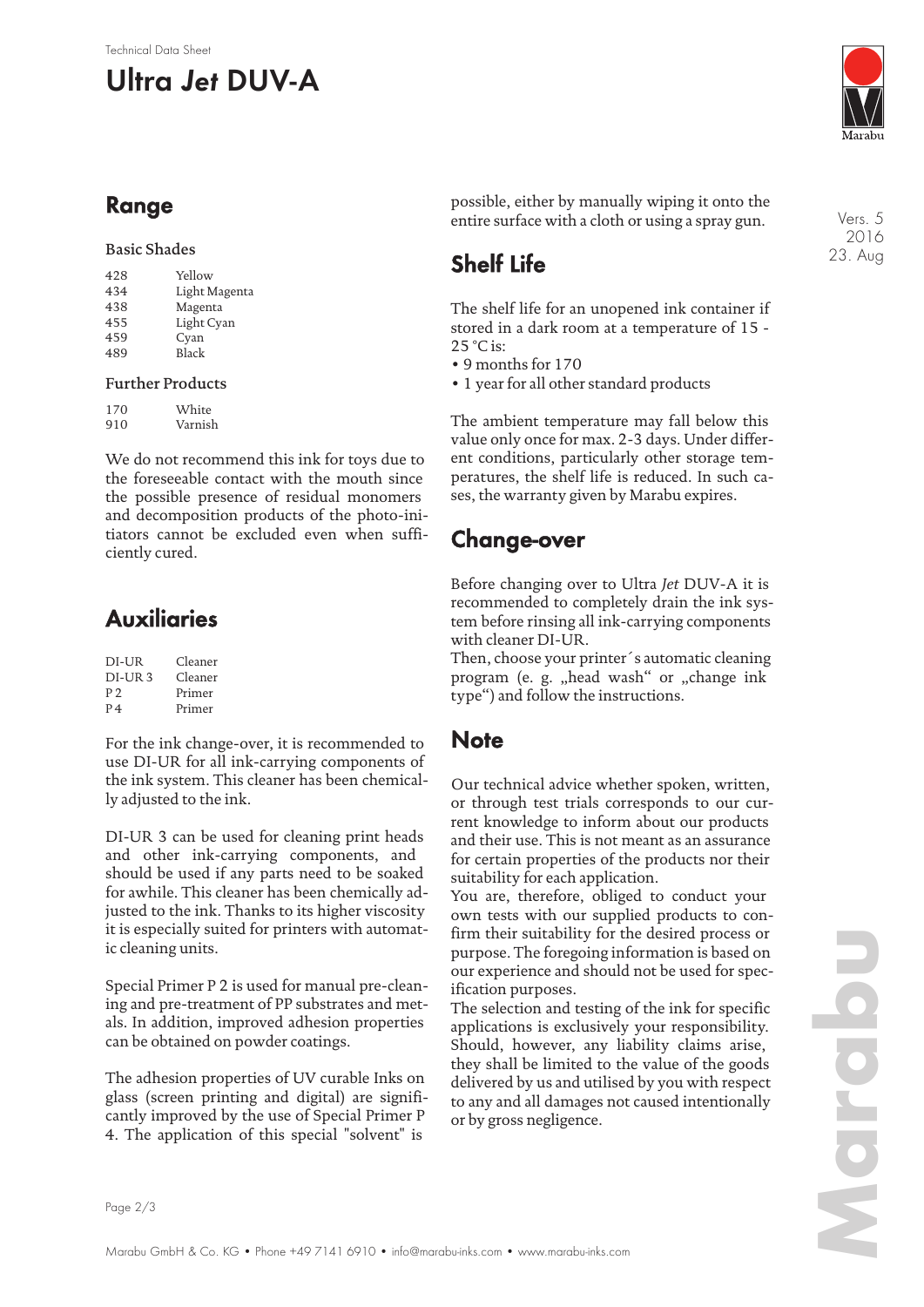# Ultra *Jet* DUV-A

## Range

### Basic Shades

| | |
|---|---|
| 428 | Yellow |
| 434 | Light Magenta |
| 438 | Magenta |
| 455 | Light Cyan |
| 459 | Cyan |
| 489 | Black |

### Further Products

| | |
|---|---|
| 170 | White |
| 910 | Varnish |

We do not recommend this ink for toys due to the foreseeable contact with the mouth since the possible presence of residual monomers and decomposition products of the photo-initiators cannot be excluded even when sufficiently cured.

## Auxiliaries

| | |
|---|---|
| DI-UR | Cleaner |
| DI-UR 3 | Cleaner |
| P 2 | Primer |
| P 4 | Primer |

For the ink change-over, it is recommended to use DI-UR for all ink-carrying components of the ink system. This cleaner has been chemically adjusted to the ink.

DI-UR 3 can be used for cleaning print heads and other ink-carrying components, and should be used if any parts need to be soaked for awhile. This cleaner has been chemically adjusted to the ink. Thanks to its higher viscosity it is especially suited for printers with automatic cleaning units.

Special Primer P 2 is used for manual pre-cleaning and pre-treatment of PP substrates and metals. In addition, improved adhesion properties can be obtained on powder coatings.

The adhesion properties of UV curable Inks on glass (screen printing and digital) are significantly improved by the use of Special Primer P 4. The application of this special "solvent" is possible, either by manually wiping it onto the entire surface with a cloth or using a spray gun.

## Shelf Life

The shelf life for an unopened ink container if stored in a dark room at a temperature of 15 - 25 °C is:

- 9 months for 170
- 1 year for all other standard products

The ambient temperature may fall below this value only once for max. 2-3 days. Under different conditions, particularly other storage temperatures, the shelf life is reduced. In such cases, the warranty given by Marabu expires.

## Change-over

Before changing over to Ultra *Jet* DUV-A it is recommended to completely drain the ink system before rinsing all ink-carrying components with cleaner DI-UR.
Then, choose your printer´s automatic cleaning program (e. g. „head wash" or „change ink type") and follow the instructions.

## Note

Our technical advice whether spoken, written, or through test trials corresponds to our current knowledge to inform about our products and their use. This is not meant as an assurance for certain properties of the products nor their suitability for each application.
You are, therefore, obliged to conduct your own tests with our supplied products to confirm their suitability for the desired process or purpose. The foregoing information is based on our experience and should not be used for specification purposes.
The selection and testing of the ink for specific applications is exclusively your responsibility. Should, however, any liability claims arise, they shall be limited to the value of the goods delivered by us and utilised by you with respect to any and all damages not caused intentionally or by gross negligence.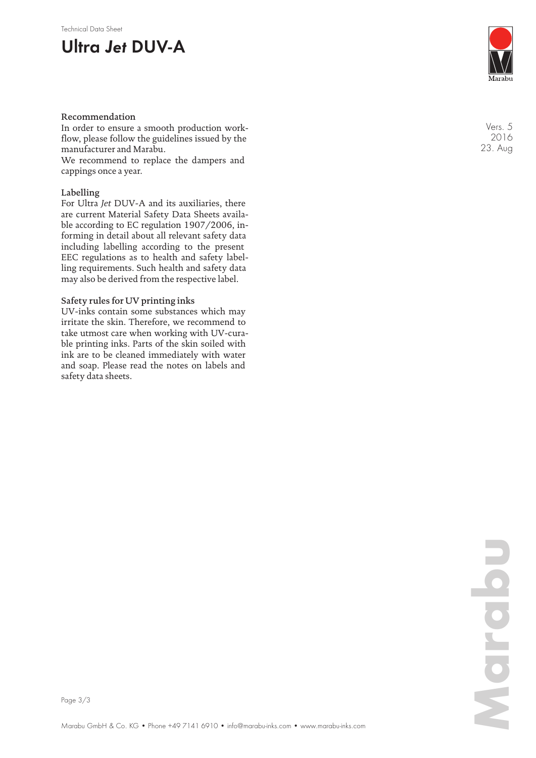Technical Data Sheet

# Ultra *Jet* DUV-A

Vers. 5
2016
23. Aug

### Recommendation

In order to ensure a smooth production workflow, please follow the guidelines issued by the manufacturer and Marabu.
We recommend to replace the dampers and cappings once a year.

### Labelling

For Ultra *Jet* DUV-A and its auxiliaries, there are current Material Safety Data Sheets available according to EC regulation 1907/2006, informing in detail about all relevant safety data including labelling according to the present EEC regulations as to health and safety labelling requirements. Such health and safety data may also be derived from the respective label.

### Safety rules for UV printing inks

UV-inks contain some substances which may irritate the skin. Therefore, we recommend to take utmost care when working with UV-curable printing inks. Parts of the skin soiled with ink are to be cleaned immediately with water and soap. Please read the notes on labels and safety data sheets.

Marabu GmbH & Co. KG • Phone +49 7141 6910 • info@marabu-inks.com • www.marabu-inks.com